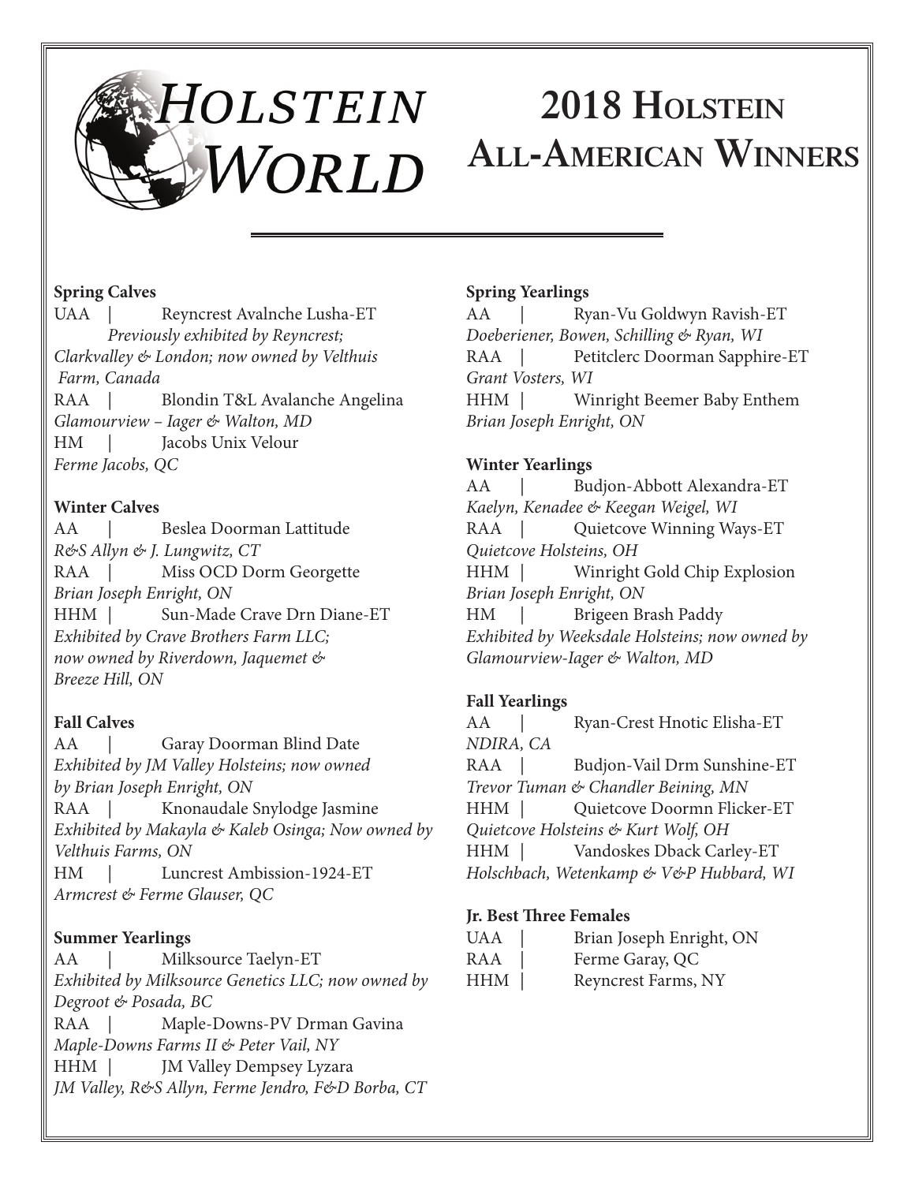# Holstein World

# 2018 Holstein All-American Winners

**Spring Calves**

UAA | Reyncrest Avalnche Lusha-ET
*Previously exhibited by Reyncrest; Clarkvalley & London; now owned by Velthuis Farm, Canada*

RAA | Blondin T&L Avalanche Angelina
*Glamourview – Iager & Walton, MD*

HM | Jacobs Unix Velour
*Ferme Jacobs, QC*

**Winter Calves**

AA | Beslea Doorman Lattitude
*R&S Allyn & J. Lungwitz, CT*

RAA | Miss OCD Dorm Georgette
*Brian Joseph Enright, ON*

HHM | Sun-Made Crave Drn Diane-ET
*Exhibited by Crave Brothers Farm LLC; now owned by Riverdown, Jaquemet & Breeze Hill, ON*

**Fall Calves**

AA | Garay Doorman Blind Date
*Exhibited by JM Valley Holsteins; now owned by Brian Joseph Enright, ON*

RAA | Knonaudale Snylodge Jasmine
*Exhibited by Makayla & Kaleb Osinga; Now owned by Velthuis Farms, ON*

HM | Luncrest Ambission-1924-ET
*Armcrest & Ferme Glauser, QC*

**Summer Yearlings**

AA | Milksource Taelyn-ET
*Exhibited by Milksource Genetics LLC; now owned by Degroot & Posada, BC*

RAA | Maple-Downs-PV Drman Gavina
*Maple-Downs Farms II & Peter Vail, NY*

HHM | JM Valley Dempsey Lyzara
*JM Valley, R&S Allyn, Ferme Jendro, F&D Borba, CT*

**Spring Yearlings**

AA | Ryan-Vu Goldwyn Ravish-ET
*Doeberiener, Bowen, Schilling & Ryan, WI*

RAA | Petitclerc Doorman Sapphire-ET
*Grant Vosters, WI*

HHM | Winright Beemer Baby Enthem
*Brian Joseph Enright, ON*

**Winter Yearlings**

AA | Budjon-Abbott Alexandra-ET
*Kaelyn, Kenadee & Keegan Weigel, WI*

RAA | Quietcove Winning Ways-ET
*Quietcove Holsteins, OH*

HHM | Winright Gold Chip Explosion
*Brian Joseph Enright, ON*

HM | Brigeen Brash Paddy
*Exhibited by Weeksdale Holsteins; now owned by Glamourview-Iager & Walton, MD*

**Fall Yearlings**

AA | Ryan-Crest Hnotic Elisha-ET
*NDIRA, CA*

RAA | Budjon-Vail Drm Sunshine-ET
*Trevor Tuman & Chandler Beining, MN*

HHM | Quietcove Doormn Flicker-ET
*Quietcove Holsteins & Kurt Wolf, OH*

HHM | Vandoskes Dback Carley-ET
*Holschbach, Wetenkamp & V&P Hubbard, WI*

**Jr. Best Three Females**

UAA | Brian Joseph Enright, ON

RAA | Ferme Garay, QC

HHM | Reyncrest Farms, NY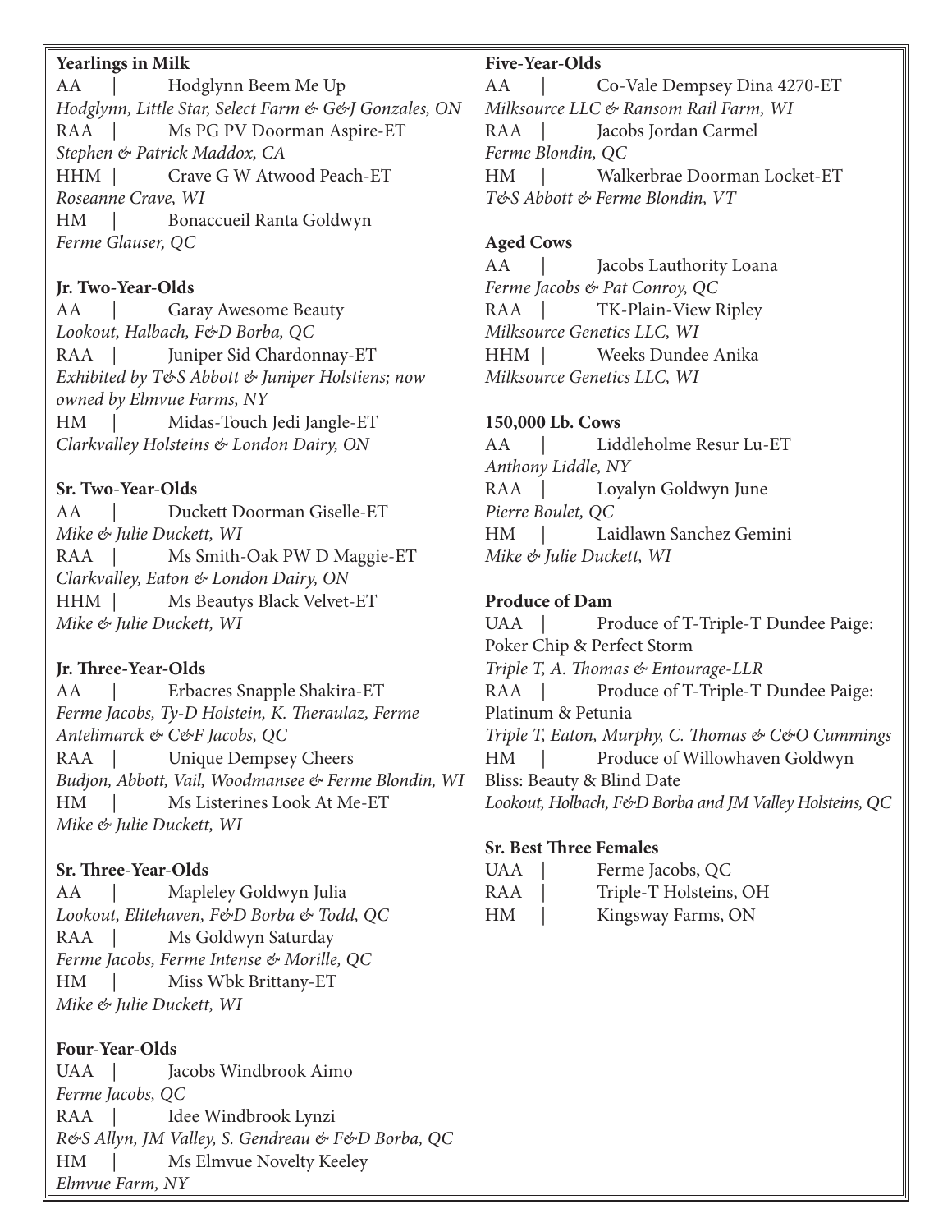**Yearlings in Milk**
AA | Hodglynn Beem Me Up
*Hodglynn, Little Star, Select Farm & G&J Gonzales, ON*
RAA | Ms PG PV Doorman Aspire-ET
*Stephen & Patrick Maddox, CA*
HHM | Crave G W Atwood Peach-ET
*Roseanne Crave, WI*
HM | Bonaccueil Ranta Goldwyn
*Ferme Glauser, QC*

**Jr. Two-Year-Olds**
AA | Garay Awesome Beauty
*Lookout, Halbach, F&D Borba, QC*
RAA | Juniper Sid Chardonnay-ET
*Exhibited by T&S Abbott & Juniper Holstiens; now owned by Elmvue Farms, NY*
HM | Midas-Touch Jedi Jangle-ET
*Clarkvalley Holsteins & London Dairy, ON*

**Sr. Two-Year-Olds**
AA | Duckett Doorman Giselle-ET
*Mike & Julie Duckett, WI*
RAA | Ms Smith-Oak PW D Maggie-ET
*Clarkvalley, Eaton & London Dairy, ON*
HHM | Ms Beautys Black Velvet-ET
*Mike & Julie Duckett, WI*

**Jr. Three-Year-Olds**
AA | Erbacres Snapple Shakira-ET
*Ferme Jacobs, Ty-D Holstein, K. Theraulaz, Ferme Antelimarck & C&F Jacobs, QC*
RAA | Unique Dempsey Cheers
*Budjon, Abbott, Vail, Woodmansee & Ferme Blondin, WI*
HM | Ms Listerines Look At Me-ET
*Mike & Julie Duckett, WI*

**Sr. Three-Year-Olds**
AA | Mapleley Goldwyn Julia
*Lookout, Elitehaven, F&D Borba & Todd, QC*
RAA | Ms Goldwyn Saturday
*Ferme Jacobs, Ferme Intense & Morille, QC*
HM | Miss Wbk Brittany-ET
*Mike & Julie Duckett, WI*

**Four-Year-Olds**
UAA | Jacobs Windbrook Aimo
*Ferme Jacobs, QC*
RAA | Idee Windbrook Lynzi
*R&S Allyn, JM Valley, S. Gendreau & F&D Borba, QC*
HM | Ms Elmvue Novelty Keeley
*Elmvue Farm, NY*

**Five-Year-Olds**
AA | Co-Vale Dempsey Dina 4270-ET
*Milksource LLC & Ransom Rail Farm, WI*
RAA | Jacobs Jordan Carmel
*Ferme Blondin, QC*
HM | Walkerbrae Doorman Locket-ET
*T&S Abbott & Ferme Blondin, VT*

**Aged Cows**
AA | Jacobs Lauthority Loana
*Ferme Jacobs & Pat Conroy, QC*
RAA | TK-Plain-View Ripley
*Milksource Genetics LLC, WI*
HHM | Weeks Dundee Anika
*Milksource Genetics LLC, WI*

**150,000 Lb. Cows**
AA | Liddleholme Resur Lu-ET
*Anthony Liddle, NY*
RAA | Loyalyn Goldwyn June
*Pierre Boulet, QC*
HM | Laidlawn Sanchez Gemini
*Mike & Julie Duckett, WI*

**Produce of Dam**
UAA | Produce of T-Triple-T Dundee Paige: Poker Chip & Perfect Storm
*Triple T, A. Thomas & Entourage-LLR*
RAA | Produce of T-Triple-T Dundee Paige: Platinum & Petunia
*Triple T, Eaton, Murphy, C. Thomas & C&O Cummings*
HM | Produce of Willowhaven Goldwyn Bliss: Beauty & Blind Date
*Lookout, Holbach, F&D Borba and JM Valley Holsteins, QC*

**Sr. Best Three Females**
UAA | Ferme Jacobs, QC
RAA | Triple-T Holsteins, OH
HM | Kingsway Farms, ON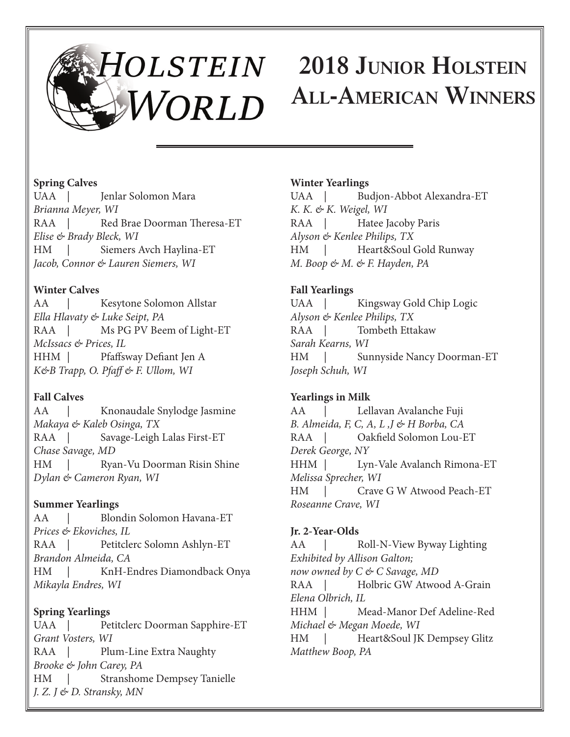# Holstein World

# 2018 Junior Holstein All-American Winners

**Spring Calves**
UAA | Jenlar Solomon Mara
*Brianna Meyer, WI*
RAA | Red Brae Doorman Theresa-ET
*Elise & Brady Bleck, WI*
HM | Siemers Avch Haylina-ET
*Jacob, Connor & Lauren Siemers, WI*

**Winter Calves**
AA | Kesytone Solomon Allstar
*Ella Hlavaty & Luke Seipt, PA*
RAA | Ms PG PV Beem of Light-ET
*McIssacs & Prices, IL*
HHM | Pfaffsway Defiant Jen A
*K&B Trapp, O. Pfaff & F. Ullom, WI*

**Fall Calves**
AA | Knonaudale Snylodge Jasmine
*Makaya & Kaleb Osinga, TX*
RAA | Savage-Leigh Lalas First-ET
*Chase Savage, MD*
HM | Ryan-Vu Doorman Risin Shine
*Dylan & Cameron Ryan, WI*

**Summer Yearlings**
AA | Blondin Solomon Havana-ET
*Prices & Ekoviches, IL*
RAA | Petitclerc Solomn Ashlyn-ET
*Brandon Almeida, CA*
HM | KnH-Endres Diamondback Onya
*Mikayla Endres, WI*

**Spring Yearlings**
UAA | Petitclerc Doorman Sapphire-ET
*Grant Vosters, WI*
RAA | Plum-Line Extra Naughty
*Brooke & John Carey, PA*
HM | Stranshome Dempsey Tanielle
*J. Z. J & D. Stransky, MN*

**Winter Yearlings**
UAA | Budjon-Abbot Alexandra-ET
*K. K. & K. Weigel, WI*
RAA | Hatee Jacoby Paris
*Alyson & Kenlee Philips, TX*
HM | Heart&Soul Gold Runway
*M. Boop & M. & F. Hayden, PA*

**Fall Yearlings**
UAA | Kingsway Gold Chip Logic
*Alyson & Kenlee Philips, TX*
RAA | Tombeth Ettakaw
*Sarah Kearns, WI*
HM | Sunnyside Nancy Doorman-ET
*Joseph Schuh, WI*

**Yearlings in Milk**
AA | Lellavan Avalanche Fuji
*B. Almeida, F, C, A, L ,J & H Borba, CA*
RAA | Oakfield Solomon Lou-ET
*Derek George, NY*
HHM | Lyn-Vale Avalanch Rimona-ET
*Melissa Sprecher, WI*
HM | Crave G W Atwood Peach-ET
*Roseanne Crave, WI*

**Jr. 2-Year-Olds**
AA | Roll-N-View Byway Lighting
*Exhibited by Allison Galton;*
*now owned by C & C Savage, MD*
RAA | Holbric GW Atwood A-Grain
*Elena Olbrich, IL*
HHM | Mead-Manor Def Adeline-Red
*Michael & Megan Moede, WI*
HM | Heart&Soul JK Dempsey Glitz
*Matthew Boop, PA*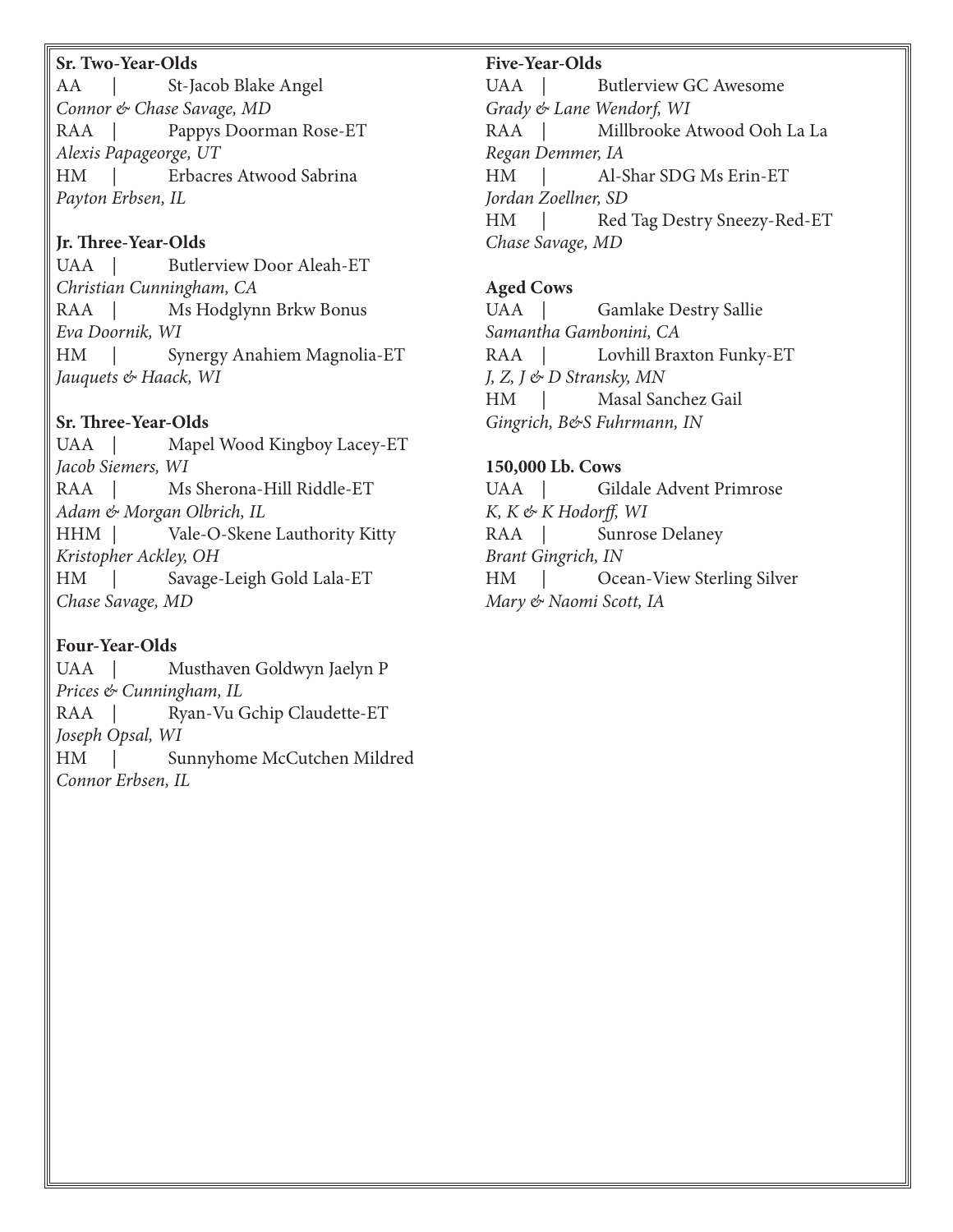**Sr. Two-Year-Olds**

AA | St-Jacob Blake Angel
*Connor & Chase Savage, MD*
RAA | Pappys Doorman Rose-ET
*Alexis Papageorge, UT*
HM | Erbacres Atwood Sabrina
*Payton Erbsen, IL*

**Jr. Three-Year-Olds**

UAA | Butlerview Door Aleah-ET
*Christian Cunningham, CA*
RAA | Ms Hodglynn Brkw Bonus
*Eva Doornik, WI*
HM | Synergy Anahiem Magnolia-ET
*Jauquets & Haack, WI*

**Sr. Three-Year-Olds**

UAA | Mapel Wood Kingboy Lacey-ET
*Jacob Siemers, WI*
RAA | Ms Sherona-Hill Riddle-ET
*Adam & Morgan Olbrich, IL*
HHM | Vale-O-Skene Lauthority Kitty
*Kristopher Ackley, OH*
HM | Savage-Leigh Gold Lala-ET
*Chase Savage, MD*

**Four-Year-Olds**

UAA | Musthaven Goldwyn Jaelyn P
*Prices & Cunningham, IL*
RAA | Ryan-Vu Gchip Claudette-ET
*Joseph Opsal, WI*
HM | Sunnyhome McCutchen Mildred
*Connor Erbsen, IL*

**Five-Year-Olds**

UAA | Butlerview GC Awesome
*Grady & Lane Wendorf, WI*
RAA | Millbrooke Atwood Ooh La La
*Regan Demmer, IA*
HM | Al-Shar SDG Ms Erin-ET
*Jordan Zoellner, SD*
HM | Red Tag Destry Sneezy-Red-ET
*Chase Savage, MD*

**Aged Cows**

UAA | Gamlake Destry Sallie
*Samantha Gambonini, CA*
RAA | Lovhill Braxton Funky-ET
*J, Z, J & D Stransky, MN*
HM | Masal Sanchez Gail
*Gingrich, B&S Fuhrmann, IN*

**150,000 Lb. Cows**

UAA | Gildale Advent Primrose
*K, K & K Hodorff, WI*
RAA | Sunrose Delaney
*Brant Gingrich, IN*
HM | Ocean-View Sterling Silver
*Mary & Naomi Scott, IA*